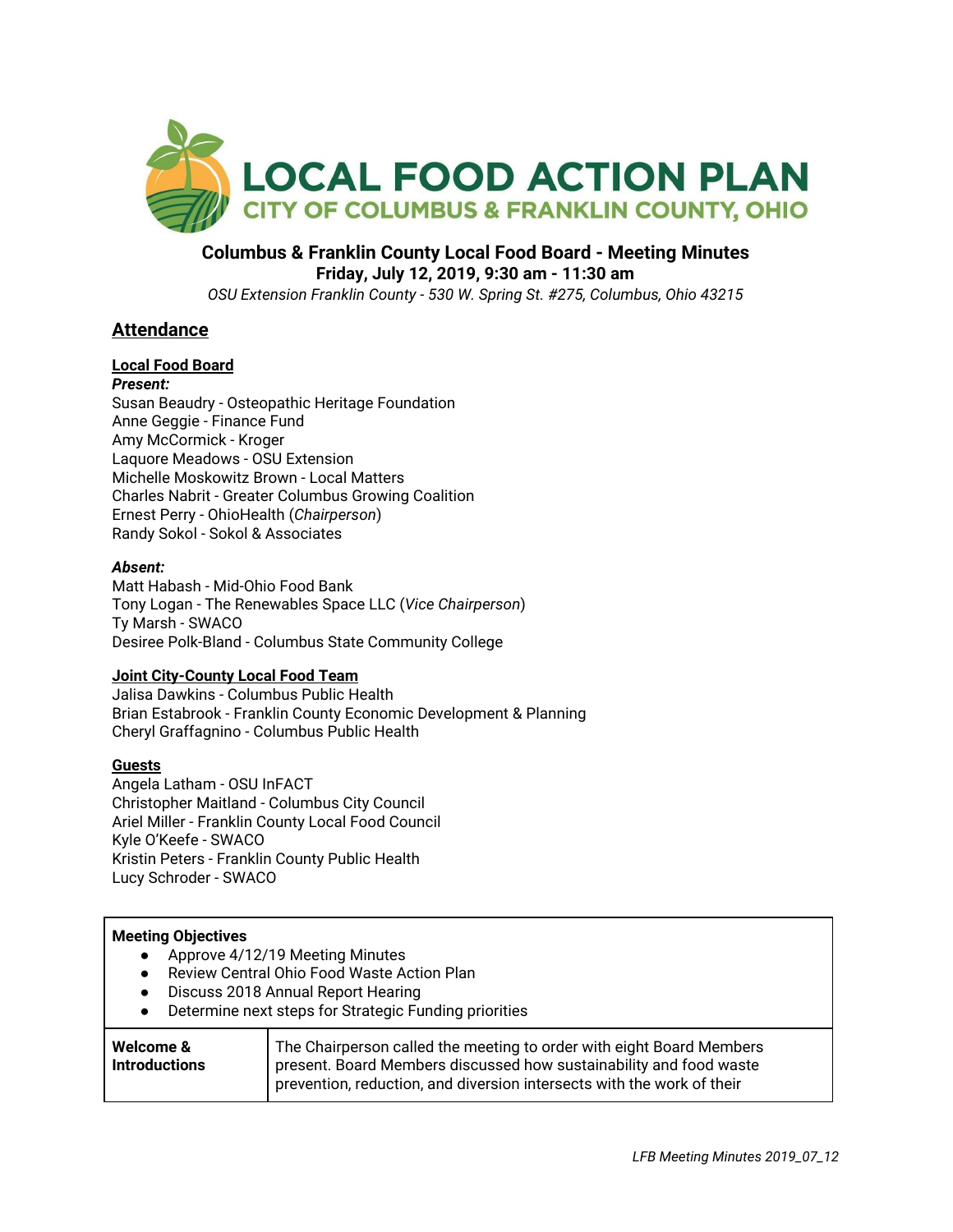**LOCAL FOOD ACTION PLAN**
**CITY OF COLUMBUS & FRANKLIN COUNTY, OHIO**

# Columbus & Franklin County Local Food Board - Meeting Minutes

**Friday, July 12, 2019, 9:30 am - 11:30 am**

*OSU Extension Franklin County - 530 W. Spring St. #275, Columbus, Ohio 43215*

## Attendance

### Local Food Board

***Present:***

Susan Beaudry - Osteopathic Heritage Foundation
Anne Geggie - Finance Fund
Amy McCormick - Kroger
Laquore Meadows - OSU Extension
Michelle Moskowitz Brown - Local Matters
Charles Nabrit - Greater Columbus Growing Coalition
Ernest Perry - OhioHealth (*Chairperson*)
Randy Sokol - Sokol & Associates

***Absent:***

Matt Habash - Mid-Ohio Food Bank
Tony Logan - The Renewables Space LLC (*Vice Chairperson*)
Ty Marsh - SWACO
Desiree Polk-Bland - Columbus State Community College

### Joint City-County Local Food Team

Jalisa Dawkins - Columbus Public Health
Brian Estabrook - Franklin County Economic Development & Planning
Cheryl Graffagnino - Columbus Public Health

### Guests

Angela Latham - OSU InFACT
Christopher Maitland - Columbus City Council
Ariel Miller - Franklin County Local Food Council
Kyle O'Keefe - SWACO
Kristin Peters - Franklin County Public Health
Lucy Schroder - SWACO

| **Meeting Objectives** | |
|---|---|
| • Approve 4/12/19 Meeting Minutes<br>• Review Central Ohio Food Waste Action Plan<br>• Discuss 2018 Annual Report Hearing<br>• Determine next steps for Strategic Funding priorities | |
| **Welcome & Introductions** | The Chairperson called the meeting to order with eight Board Members present. Board Members discussed how sustainability and food waste prevention, reduction, and diversion intersects with the work of their |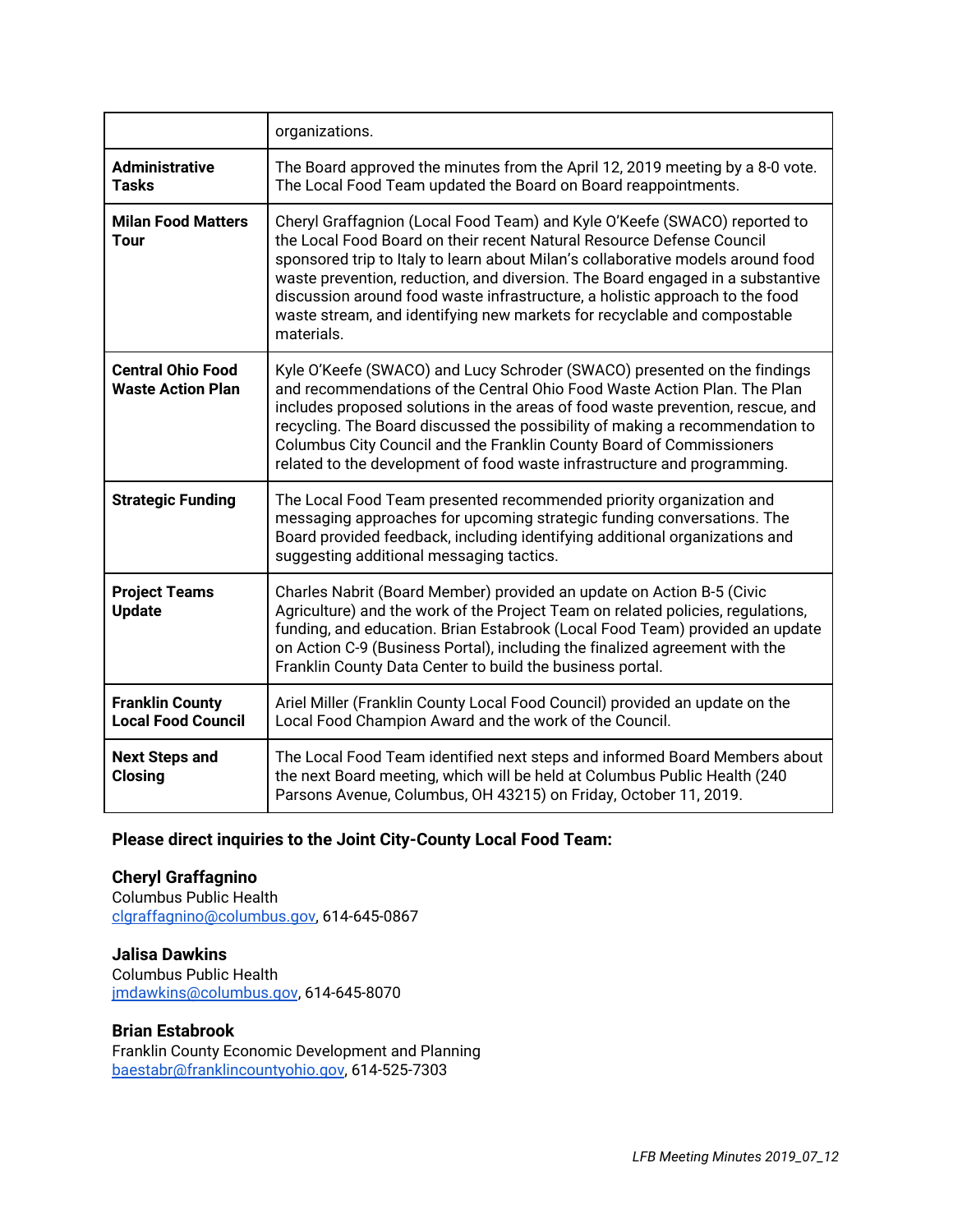| | |
|---|---|
| | organizations. |
| **Administrative Tasks** | The Board approved the minutes from the April 12, 2019 meeting by a 8-0 vote. The Local Food Team updated the Board on Board reappointments. |
| **Milan Food Matters Tour** | Cheryl Graffagnion (Local Food Team) and Kyle O'Keefe (SWACO) reported to the Local Food Board on their recent Natural Resource Defense Council sponsored trip to Italy to learn about Milan's collaborative models around food waste prevention, reduction, and diversion. The Board engaged in a substantive discussion around food waste infrastructure, a holistic approach to the food waste stream, and identifying new markets for recyclable and compostable materials. |
| **Central Ohio Food Waste Action Plan** | Kyle O'Keefe (SWACO) and Lucy Schroder (SWACO) presented on the findings and recommendations of the Central Ohio Food Waste Action Plan. The Plan includes proposed solutions in the areas of food waste prevention, rescue, and recycling. The Board discussed the possibility of making a recommendation to Columbus City Council and the Franklin County Board of Commissioners related to the development of food waste infrastructure and programming. |
| **Strategic Funding** | The Local Food Team presented recommended priority organization and messaging approaches for upcoming strategic funding conversations. The Board provided feedback, including identifying additional organizations and suggesting additional messaging tactics. |
| **Project Teams Update** | Charles Nabrit (Board Member) provided an update on Action B-5 (Civic Agriculture) and the work of the Project Team on related policies, regulations, funding, and education. Brian Estabrook (Local Food Team) provided an update on Action C-9 (Business Portal), including the finalized agreement with the Franklin County Data Center to build the business portal. |
| **Franklin County Local Food Council** | Ariel Miller (Franklin County Local Food Council) provided an update on the Local Food Champion Award and the work of the Council. |
| **Next Steps and Closing** | The Local Food Team identified next steps and informed Board Members about the next Board meeting, which will be held at Columbus Public Health (240 Parsons Avenue, Columbus, OH 43215) on Friday, October 11, 2019. |

**Please direct inquiries to the Joint City-County Local Food Team:**

**Cheryl Graffagnino**
Columbus Public Health
clgraffagnino@columbus.gov, 614-645-0867

**Jalisa Dawkins**
Columbus Public Health
jmdawkins@columbus.gov, 614-645-8070

**Brian Estabrook**
Franklin County Economic Development and Planning
baestabr@franklincountyohio.gov, 614-525-7303